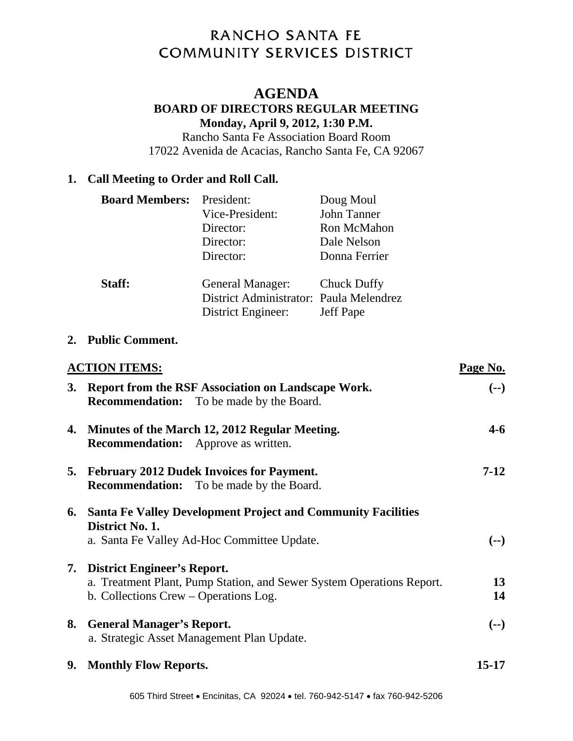# RANCHO SANTA FE COMMUNITY SERVICES DISTRICT

## AGENDA

### BOARD OF DIRECTORS REGULAR MEETING

**Monday, April 9, 2012, 1:30 P.M.**

Rancho Santa Fe Association Board Room
17022 Avenida de Acacias, Rancho Santa Fe, CA 92067

**1. Call Meeting to Order and Roll Call.**

| | | |
|---|---|---|
| **Board Members:** | President: | Doug Moul |
| | Vice-President: | John Tanner |
| | Director: | Ron McMahon |
| | Director: | Dale Nelson |
| | Director: | Donna Ferrier |
| **Staff:** | General Manager: | Chuck Duffy |
| | District Administrator: | Paula Melendrez |
| | District Engineer: | Jeff Pape |

**2. Public Comment.**

| **ACTION ITEMS:** | **Page No.** |
|---|---|
| **3. Report from the RSF Association on Landscape Work.**<br>**Recommendation:** To be made by the Board. | **(--)** |
| **4. Minutes of the March 12, 2012 Regular Meeting.**<br>**Recommendation:** Approve as written. | **4-6** |
| **5. February 2012 Dudek Invoices for Payment.**<br>**Recommendation:** To be made by the Board. | **7-12** |
| **6. Santa Fe Valley Development Project and Community Facilities District No. 1.**<br>a. Santa Fe Valley Ad-Hoc Committee Update. | **(--)** |
| **7. District Engineer's Report.**<br>a. Treatment Plant, Pump Station, and Sewer System Operations Report.<br>b. Collections Crew – Operations Log. | **13**<br>**14** |
| **8. General Manager's Report.**<br>a. Strategic Asset Management Plan Update. | **(--)** |
| **9. Monthly Flow Reports.** | **15-17** |

605 Third Street • Encinitas, CA 92024 • tel. 760-942-5147 • fax 760-942-5206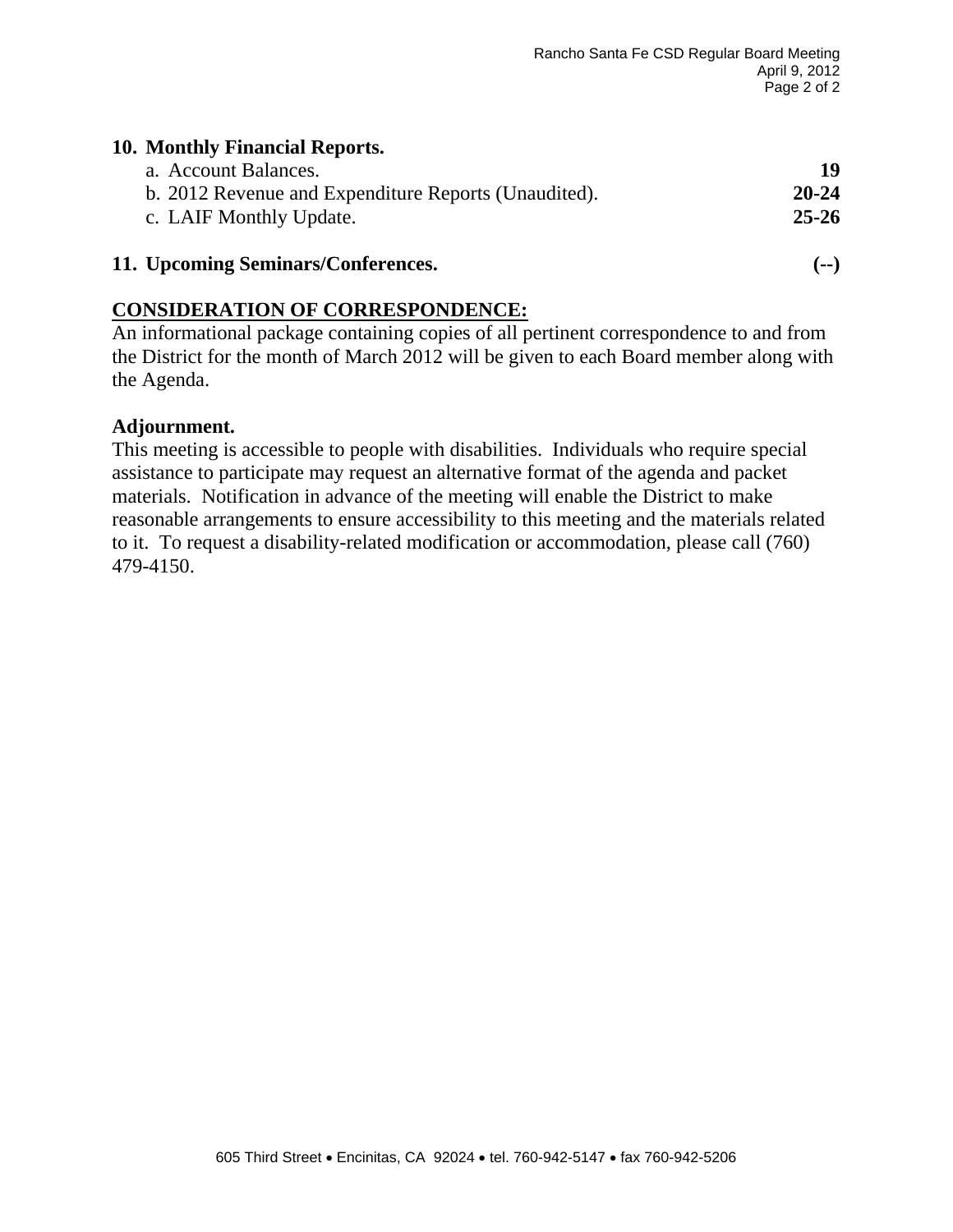**10. Monthly Financial Reports.**

a. Account Balances. **19**

b. 2012 Revenue and Expenditure Reports (Unaudited). **20-24**

c. LAIF Monthly Update. **25-26**

**11. Upcoming Seminars/Conferences. (--)**

**<u>CONSIDERATION OF CORRESPONDENCE:</u>**

An informational package containing copies of all pertinent correspondence to and from the District for the month of March 2012 will be given to each Board member along with the Agenda.

**Adjournment.**

This meeting is accessible to people with disabilities. Individuals who require special assistance to participate may request an alternative format of the agenda and packet materials. Notification in advance of the meeting will enable the District to make reasonable arrangements to ensure accessibility to this meeting and the materials related to it. To request a disability-related modification or accommodation, please call (760) 479-4150.

605 Third Street • Encinitas, CA 92024 • tel. 760-942-5147 • fax 760-942-5206